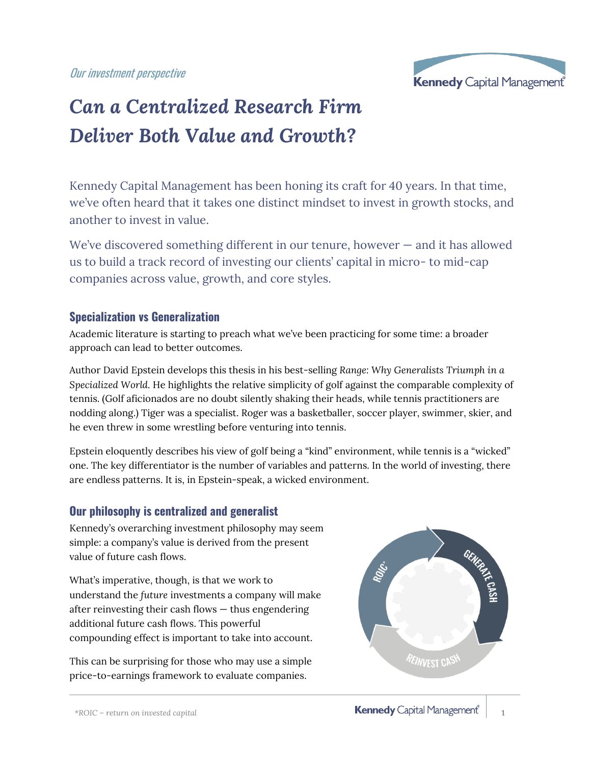*Our investment perspective*

# *Can a Centralized Research Firm Deliver Both Value and Growth?*

Kennedy Capital Management has been honing its craft for 40 years. In that time, we've often heard that it takes one distinct mindset to invest in growth stocks, and another to invest in value.

We've discovered something different in our tenure, however — and it has allowed us to build a track record of investing our clients' capital in micro- to mid-cap companies across value, growth, and core styles.

## Specialization vs Generalization

Academic literature is starting to preach what we've been practicing for some time: a broader approach can lead to better outcomes.

Author David Epstein develops this thesis in his best-selling *Range: Why Generalists Triumph in a Specialized World.* He highlights the relative simplicity of golf against the comparable complexity of tennis. (Golf aficionados are no doubt silently shaking their heads, while tennis practitioners are nodding along.) Tiger was a specialist. Roger was a basketballer, soccer player, swimmer, skier, and he even threw in some wrestling before venturing into tennis.

Epstein eloquently describes his view of golf being a "kind" environment, while tennis is a "wicked" one. The key differentiator is the number of variables and patterns. In the world of investing, there are endless patterns. It is, in Epstein-speak, a wicked environment.

## Our philosophy is centralized and generalist

Kennedy's overarching investment philosophy may seem simple: a company's value is derived from the present value of future cash flows.

What's imperative, though, is that we work to understand the *future* investments a company will make after reinvesting their cash flows — thus engendering additional future cash flows. This powerful compounding effect is important to take into account.

This can be surprising for those who may use a simple price-to-earnings framework to evaluate companies.

ROIC* → GENERATE CASH → REINVEST CASH

*\*ROIC – return on invested capital*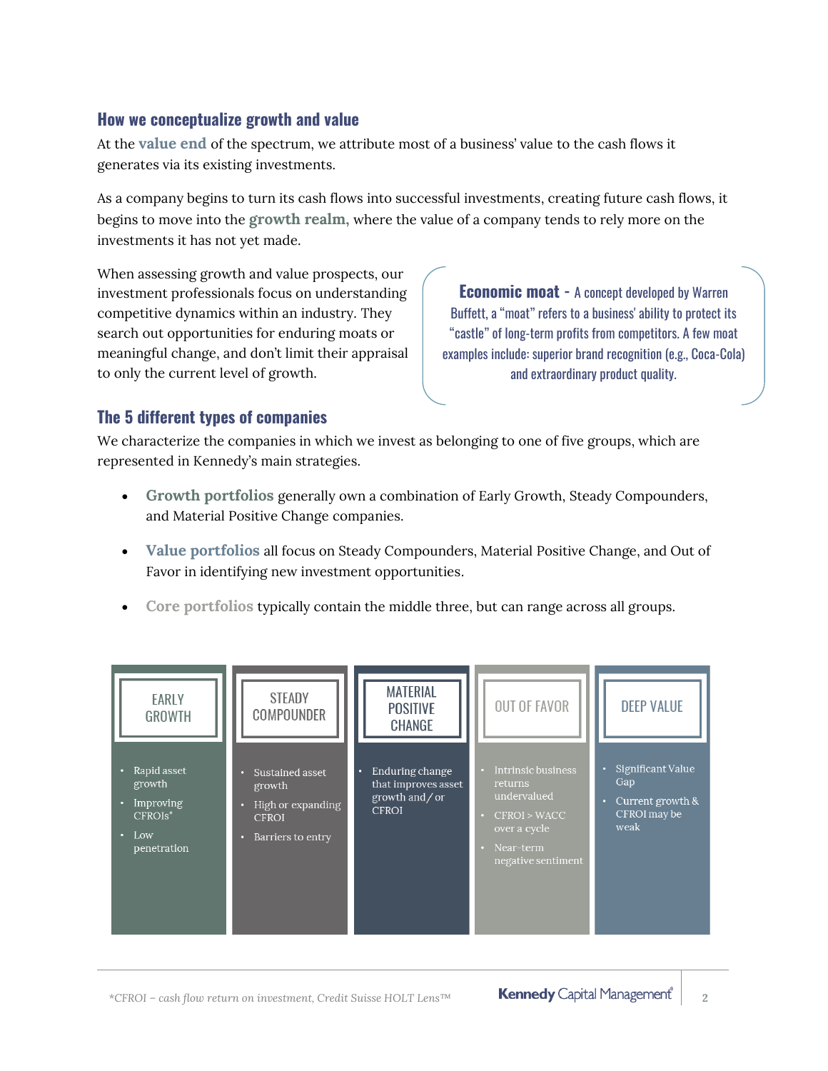## How we conceptualize growth and value

At the **value end** of the spectrum, we attribute most of a business' value to the cash flows it generates via its existing investments.

As a company begins to turn its cash flows into successful investments, creating future cash flows, it begins to move into the **growth realm,** where the value of a company tends to rely more on the investments it has not yet made.

When assessing growth and value prospects, our investment professionals focus on understanding competitive dynamics within an industry. They search out opportunities for enduring moats or meaningful change, and don't limit their appraisal to only the current level of growth.

> **Economic moat** - A concept developed by Warren Buffett, a "moat" refers to a business' ability to protect its "castle" of long-term profits from competitors. A few moat examples include: superior brand recognition (e.g., Coca-Cola) and extraordinary product quality.

## The 5 different types of companies

We characterize the companies in which we invest as belonging to one of five groups, which are represented in Kennedy's main strategies.

- **Growth portfolios** generally own a combination of Early Growth, Steady Compounders, and Material Positive Change companies.
- **Value portfolios** all focus on Steady Compounders, Material Positive Change, and Out of Favor in identifying new investment opportunities.
- **Core portfolios** typically contain the middle three, but can range across all groups.

| EARLY GROWTH | STEADY COMPOUNDER | MATERIAL POSITIVE CHANGE | OUT OF FAVOR | DEEP VALUE |
|---|---|---|---|---|
| • Rapid asset growth<br>• Improving CFROIs*<br>• Low penetration | • Sustained asset growth<br>• High or expanding CFROI<br>• Barriers to entry | • Enduring change that improves asset growth and/or CFROI | • Intrinsic business returns undervalued<br>• CFROI > WACC over a cycle<br>• Near-term negative sentiment | • Significant Value Gap<br>• Current growth & CFROI may be weak |

*CFROI – cash flow return on investment, Credit Suisse HOLT Lens™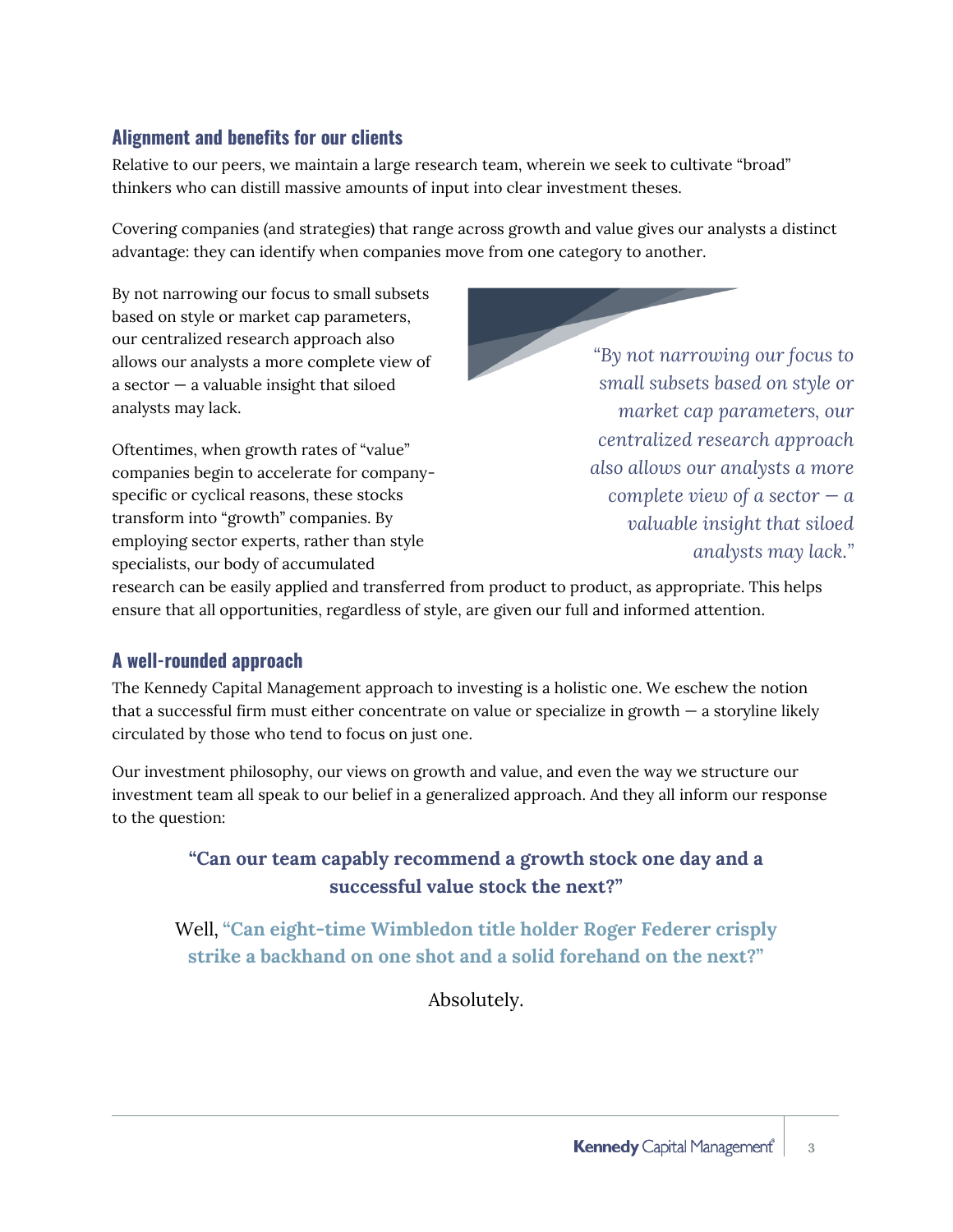## Alignment and benefits for our clients

Relative to our peers, we maintain a large research team, wherein we seek to cultivate "broad" thinkers who can distill massive amounts of input into clear investment theses.

Covering companies (and strategies) that range across growth and value gives our analysts a distinct advantage: they can identify when companies move from one category to another.

By not narrowing our focus to small subsets based on style or market cap parameters, our centralized research approach also allows our analysts a more complete view of a sector — a valuable insight that siloed analysts may lack.

> *"By not narrowing our focus to small subsets based on style or market cap parameters, our centralized research approach also allows our analysts a more complete view of a sector — a valuable insight that siloed analysts may lack."*

Oftentimes, when growth rates of "value" companies begin to accelerate for company-specific or cyclical reasons, these stocks transform into "growth" companies. By employing sector experts, rather than style specialists, our body of accumulated research can be easily applied and transferred from product to product, as appropriate. This helps ensure that all opportunities, regardless of style, are given our full and informed attention.

## A well-rounded approach

The Kennedy Capital Management approach to investing is a holistic one. We eschew the notion that a successful firm must either concentrate on value or specialize in growth — a storyline likely circulated by those who tend to focus on just one.

Our investment philosophy, our views on growth and value, and even the way we structure our investment team all speak to our belief in a generalized approach. And they all inform our response to the question:

**"Can our team capably recommend a growth stock one day and a successful value stock the next?"**

Well, **"Can eight-time Wimbledon title holder Roger Federer crisply strike a backhand on one shot and a solid forehand on the next?"**

Absolutely.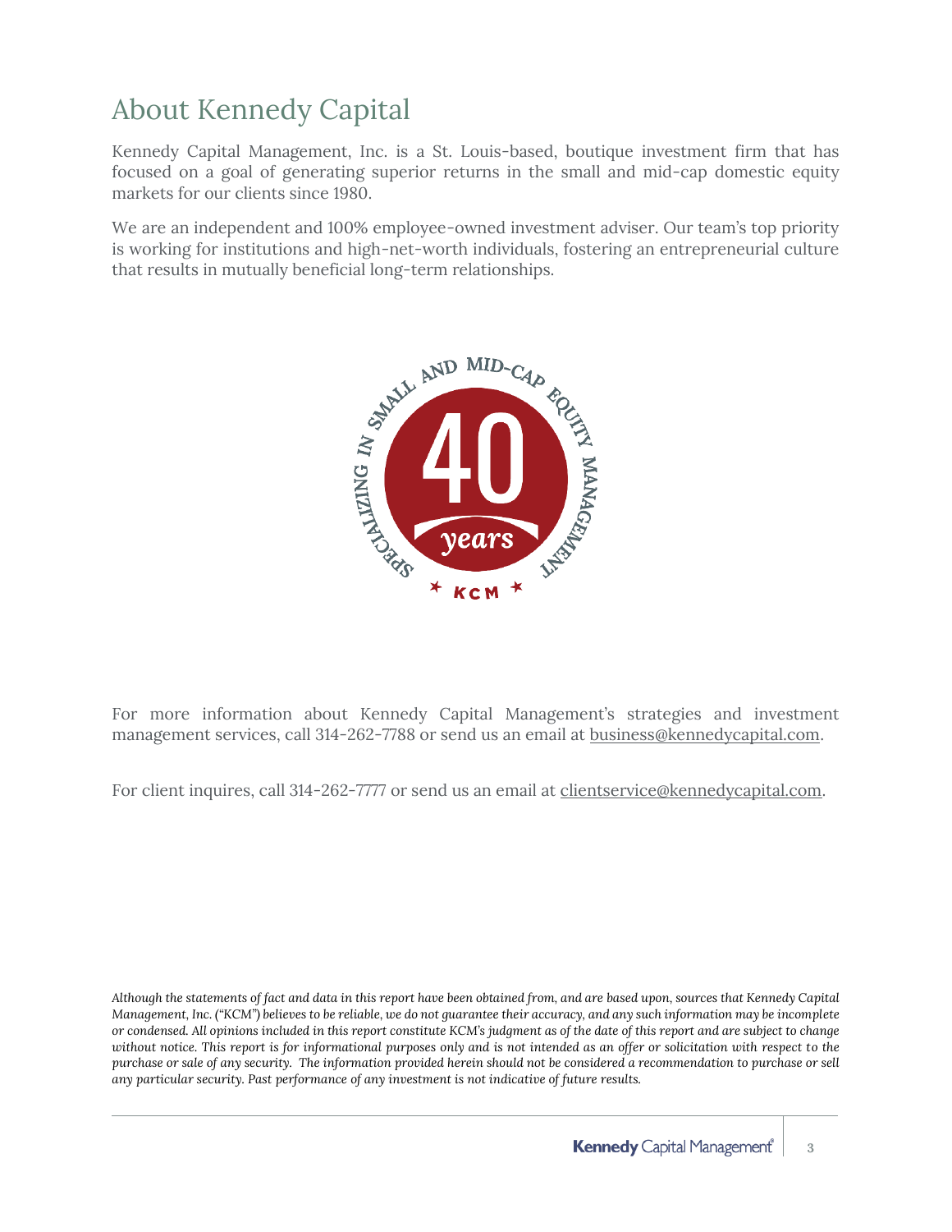# About Kennedy Capital

Kennedy Capital Management, Inc. is a St. Louis-based, boutique investment firm that has focused on a goal of generating superior returns in the small and mid-cap domestic equity markets for our clients since 1980.

We are an independent and 100% employee-owned investment adviser. Our team's top priority is working for institutions and high-net-worth individuals, fostering an entrepreneurial culture that results in mutually beneficial long-term relationships.

SPECIALIZING IN SMALL AND MID-CAP EQUITY MANAGEMENT

40 years

KCM

For more information about Kennedy Capital Management's strategies and investment management services, call 314-262-7788 or send us an email at business@kennedycapital.com.

For client inquires, call 314-262-7777 or send us an email at clientservice@kennedycapital.com.

*Although the statements of fact and data in this report have been obtained from, and are based upon, sources that Kennedy Capital Management, Inc. ("KCM") believes to be reliable, we do not guarantee their accuracy, and any such information may be incomplete or condensed. All opinions included in this report constitute KCM's judgment as of the date of this report and are subject to change without notice. This report is for informational purposes only and is not intended as an offer or solicitation with respect to the purchase or sale of any security. The information provided herein should not be considered a recommendation to purchase or sell any particular security. Past performance of any investment is not indicative of future results.*